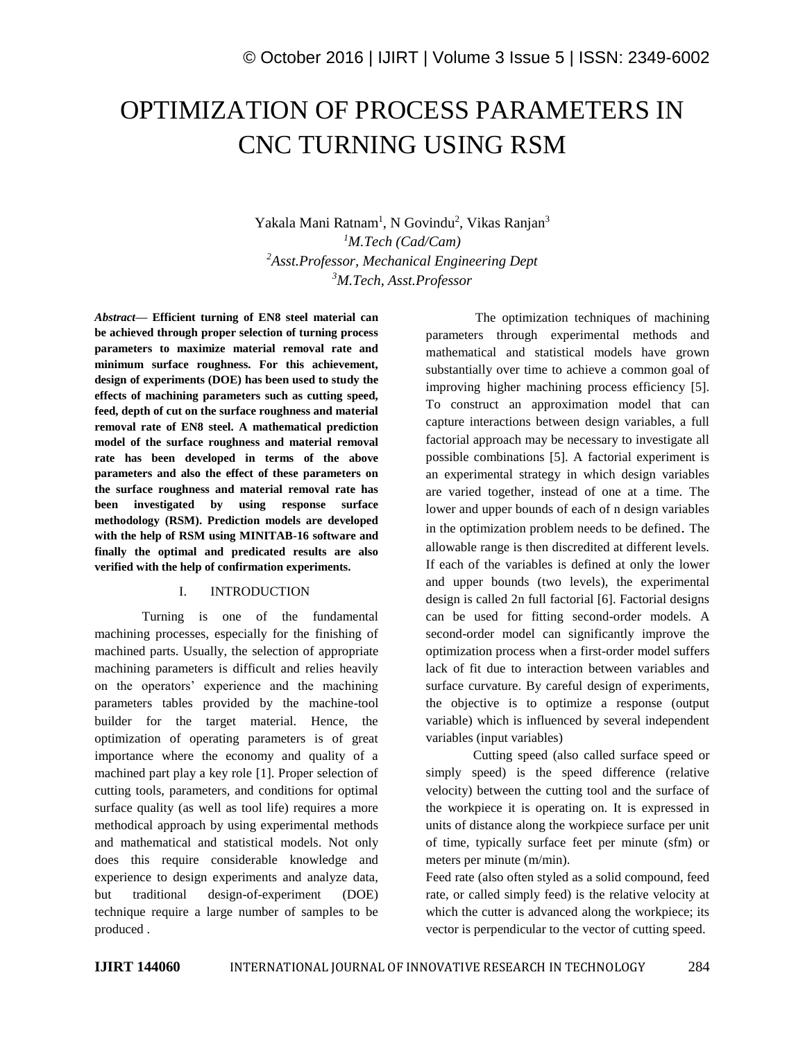# OPTIMIZATION OF PROCESS PARAMETERS IN CNC TURNING USING RSM

Yakala Mani Ratnam[1], N Govindu[2], Vikas Ranjan[3]

[1]*M.Tech (Cad/Cam)*

[2]*Asst.Professor, Mechanical Engineering Dept*

[3]*M.Tech, Asst.Professor*

***Abstract*— Efficient turning of EN8 steel material can be achieved through proper selection of turning process parameters to maximize material removal rate and minimum surface roughness. For this achievement, design of experiments (DOE) has been used to study the effects of machining parameters such as cutting speed, feed, depth of cut on the surface roughness and material removal rate of EN8 steel. A mathematical prediction model of the surface roughness and material removal rate has been developed in terms of the above parameters and also the effect of these parameters on the surface roughness and material removal rate has been investigated by using response surface methodology (RSM). Prediction models are developed with the help of RSM using MINITAB-16 software and finally the optimal and predicated results are also verified with the help of confirmation experiments.**

## I. INTRODUCTION

Turning is one of the fundamental machining processes, especially for the finishing of machined parts. Usually, the selection of appropriate machining parameters is difficult and relies heavily on the operators' experience and the machining parameters tables provided by the machine-tool builder for the target material. Hence, the optimization of operating parameters is of great importance where the economy and quality of a machined part play a key role [1]. Proper selection of cutting tools, parameters, and conditions for optimal surface quality (as well as tool life) requires a more methodical approach by using experimental methods and mathematical and statistical models. Not only does this require considerable knowledge and experience to design experiments and analyze data, but traditional design-of-experiment (DOE) technique require a large number of samples to be produced .

The optimization techniques of machining parameters through experimental methods and mathematical and statistical models have grown substantially over time to achieve a common goal of improving higher machining process efficiency [5]. To construct an approximation model that can capture interactions between design variables, a full factorial approach may be necessary to investigate all possible combinations [5]. A factorial experiment is an experimental strategy in which design variables are varied together, instead of one at a time. The lower and upper bounds of each of n design variables in the optimization problem needs to be defined. The allowable range is then discredited at different levels. If each of the variables is defined at only the lower and upper bounds (two levels), the experimental design is called 2n full factorial [6]. Factorial designs can be used for fitting second-order models. A second-order model can significantly improve the optimization process when a first-order model suffers lack of fit due to interaction between variables and surface curvature. By careful design of experiments, the objective is to optimize a response (output variable) which is influenced by several independent variables (input variables)

Cutting speed (also called surface speed or simply speed) is the speed difference (relative velocity) between the cutting tool and the surface of the workpiece it is operating on. It is expressed in units of distance along the workpiece surface per unit of time, typically surface feet per minute (sfm) or meters per minute (m/min).

Feed rate (also often styled as a solid compound, feed rate, or called simply feed) is the relative velocity at which the cutter is advanced along the workpiece; its vector is perpendicular to the vector of cutting speed.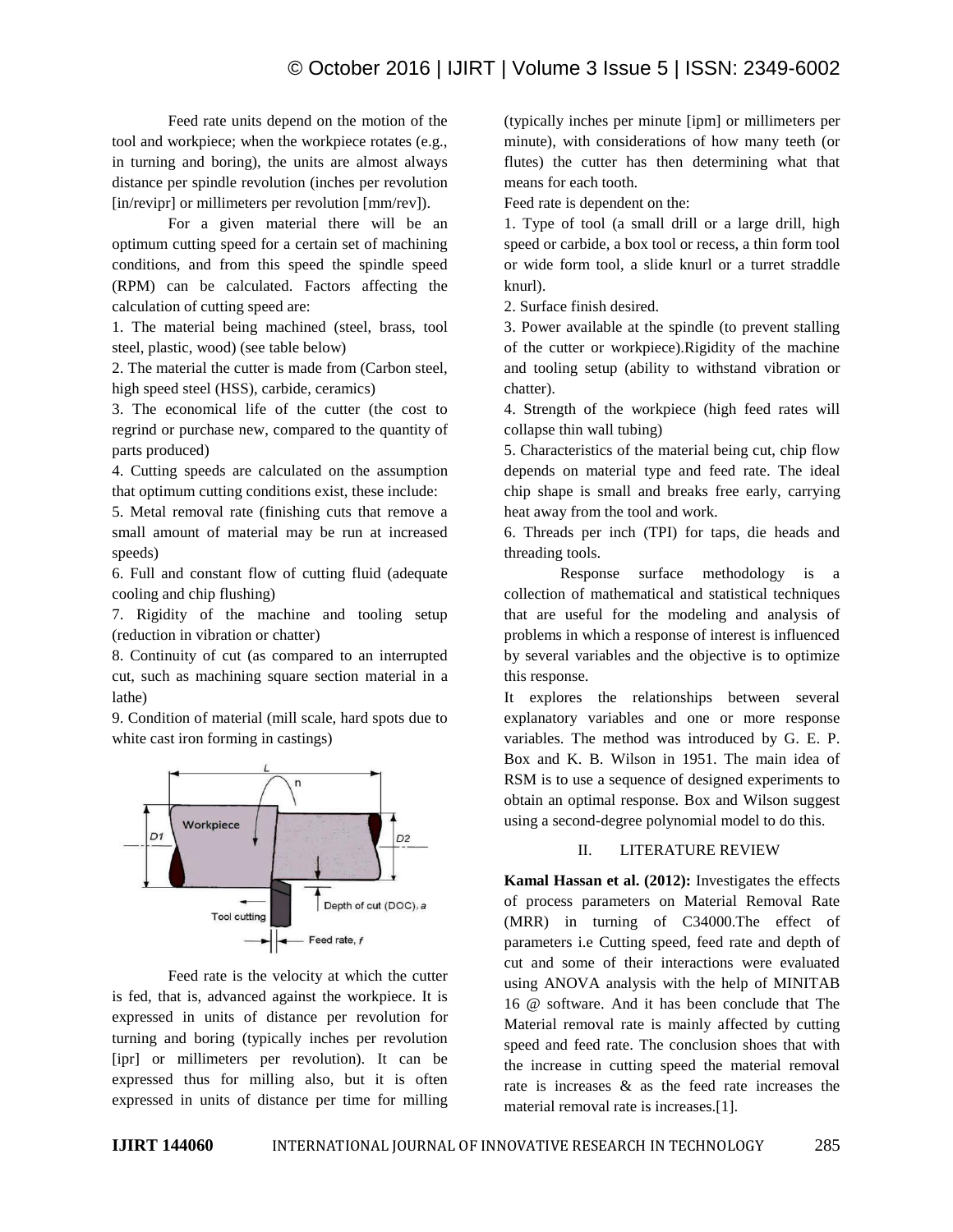Feed rate units depend on the motion of the tool and workpiece; when the workpiece rotates (e.g., in turning and boring), the units are almost always distance per spindle revolution (inches per revolution [in/revipr] or millimeters per revolution [mm/rev]).

For a given material there will be an optimum cutting speed for a certain set of machining conditions, and from this speed the spindle speed (RPM) can be calculated. Factors affecting the calculation of cutting speed are:

1. The material being machined (steel, brass, tool steel, plastic, wood) (see table below)
2. The material the cutter is made from (Carbon steel, high speed steel (HSS), carbide, ceramics)
3. The economical life of the cutter (the cost to regrind or purchase new, compared to the quantity of parts produced)
4. Cutting speeds are calculated on the assumption that optimum cutting conditions exist, these include:
5. Metal removal rate (finishing cuts that remove a small amount of material may be run at increased speeds)
6. Full and constant flow of cutting fluid (adequate cooling and chip flushing)
7. Rigidity of the machine and tooling setup (reduction in vibration or chatter)
8. Continuity of cut (as compared to an interrupted cut, such as machining square section material in a lathe)
9. Condition of material (mill scale, hard spots due to white cast iron forming in castings)

Feed rate is the velocity at which the cutter is fed, that is, advanced against the workpiece. It is expressed in units of distance per revolution for turning and boring (typically inches per revolution [ipr] or millimeters per revolution). It can be expressed thus for milling also, but it is often expressed in units of distance per time for milling (typically inches per minute [ipm] or millimeters per minute), with considerations of how many teeth (or flutes) the cutter has then determining what that means for each tooth.

Feed rate is dependent on the:

1. Type of tool (a small drill or a large drill, high speed or carbide, a box tool or recess, a thin form tool or wide form tool, a slide knurl or a turret straddle knurl).
2. Surface finish desired.
3. Power available at the spindle (to prevent stalling of the cutter or workpiece).Rigidity of the machine and tooling setup (ability to withstand vibration or chatter).
4. Strength of the workpiece (high feed rates will collapse thin wall tubing)
5. Characteristics of the material being cut, chip flow depends on material type and feed rate. The ideal chip shape is small and breaks free early, carrying heat away from the tool and work.
6. Threads per inch (TPI) for taps, die heads and threading tools.

Response surface methodology is a collection of mathematical and statistical techniques that are useful for the modeling and analysis of problems in which a response of interest is influenced by several variables and the objective is to optimize this response.

It explores the relationships between several explanatory variables and one or more response variables. The method was introduced by G. E. P. Box and K. B. Wilson in 1951. The main idea of RSM is to use a sequence of designed experiments to obtain an optimal response. Box and Wilson suggest using a second-degree polynomial model to do this.

## II. LITERATURE REVIEW

**Kamal Hassan et al. (2012):** Investigates the effects of process parameters on Material Removal Rate (MRR) in turning of C34000.The effect of parameters i.e Cutting speed, feed rate and depth of cut and some of their interactions were evaluated using ANOVA analysis with the help of MINITAB 16 @ software. And it has been conclude that The Material removal rate is mainly affected by cutting speed and feed rate. The conclusion shoes that with the increase in cutting speed the material removal rate is increases & as the feed rate increases the material removal rate is increases.[1].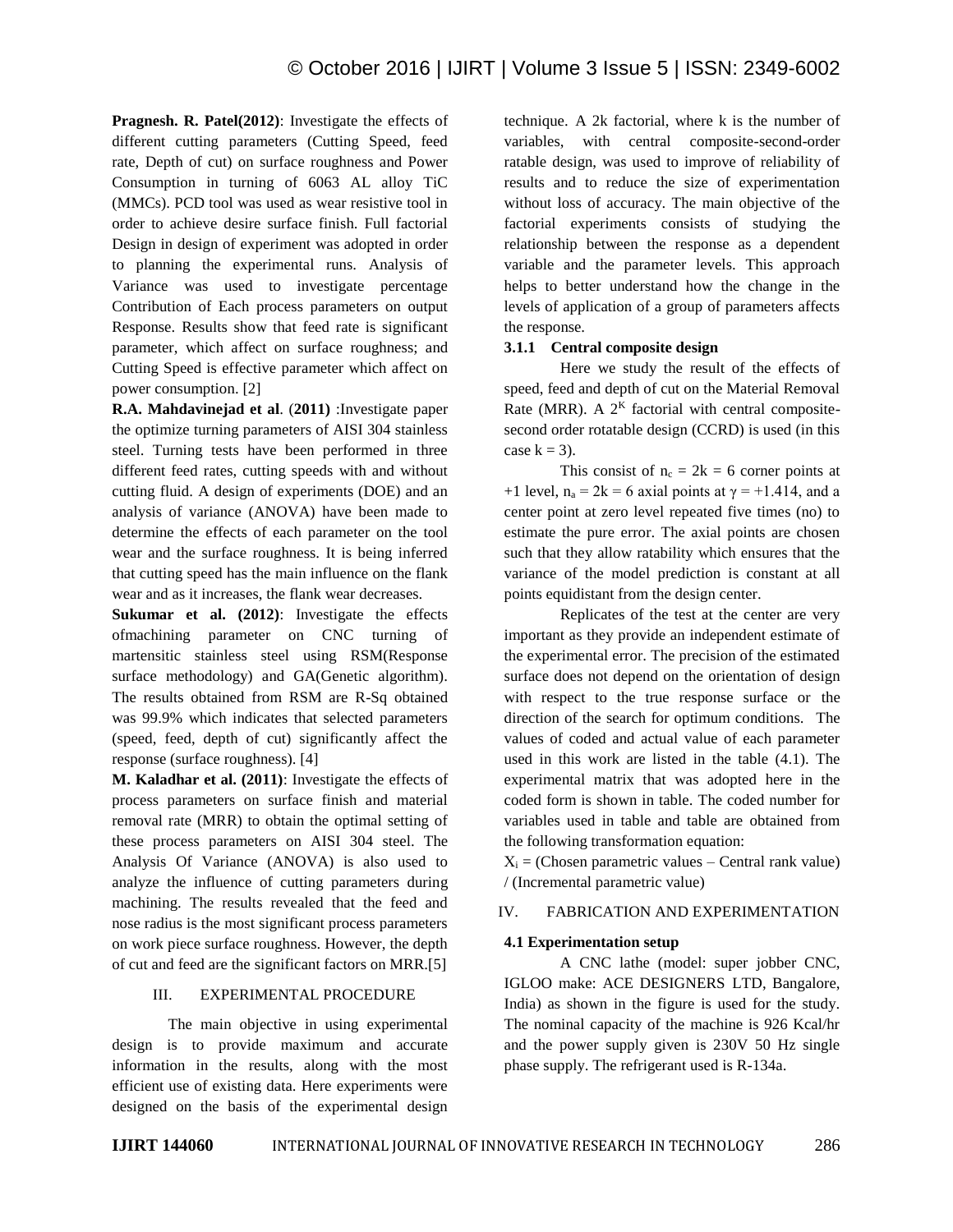**Pragnesh. R. Patel(2012)**: Investigate the effects of different cutting parameters (Cutting Speed, feed rate, Depth of cut) on surface roughness and Power Consumption in turning of 6063 AL alloy TiC (MMCs). PCD tool was used as wear resistive tool in order to achieve desire surface finish. Full factorial Design in design of experiment was adopted in order to planning the experimental runs. Analysis of Variance was used to investigate percentage Contribution of Each process parameters on output Response. Results show that feed rate is significant parameter, which affect on surface roughness; and Cutting Speed is effective parameter which affect on power consumption. [2]

**R.A. Mahdavinejad et al**. (**2011)** :Investigate paper the optimize turning parameters of AISI 304 stainless steel. Turning tests have been performed in three different feed rates, cutting speeds with and without cutting fluid. A design of experiments (DOE) and an analysis of variance (ANOVA) have been made to determine the effects of each parameter on the tool wear and the surface roughness. It is being inferred that cutting speed has the main influence on the flank wear and as it increases, the flank wear decreases.

**Sukumar et al. (2012)**: Investigate the effects ofmachining parameter on CNC turning of martensitic stainless steel using RSM(Response surface methodology) and GA(Genetic algorithm). The results obtained from RSM are R-Sq obtained was 99.9% which indicates that selected parameters (speed, feed, depth of cut) significantly affect the response (surface roughness). [4]

**M. Kaladhar et al. (2011)**: Investigate the effects of process parameters on surface finish and material removal rate (MRR) to obtain the optimal setting of these process parameters on AISI 304 steel. The Analysis Of Variance (ANOVA) is also used to analyze the influence of cutting parameters during machining. The results revealed that the feed and nose radius is the most significant process parameters on work piece surface roughness. However, the depth of cut and feed are the significant factors on MRR.[5]

## III. EXPERIMENTAL PROCEDURE

The main objective in using experimental design is to provide maximum and accurate information in the results, along with the most efficient use of existing data. Here experiments were designed on the basis of the experimental design technique. A 2k factorial, where k is the number of variables, with central composite-second-order ratable design, was used to improve of reliability of results and to reduce the size of experimentation without loss of accuracy. The main objective of the factorial experiments consists of studying the relationship between the response as a dependent variable and the parameter levels. This approach helps to better understand how the change in the levels of application of a group of parameters affects the response.

### 3.1.1 Central composite design

Here we study the result of the effects of speed, feed and depth of cut on the Material Removal Rate (MRR). A $2^K$ factorial with central composite-second order rotatable design (CCRD) is used (in this case $k = 3$).

This consist of $n_c = 2k = 6$ corner points at +1 level, $n_a = 2k = 6$ axial points at $\gamma = +1.414$, and a center point at zero level repeated five times (no) to estimate the pure error. The axial points are chosen such that they allow ratability which ensures that the variance of the model prediction is constant at all points equidistant from the design center.

Replicates of the test at the center are very important as they provide an independent estimate of the experimental error. The precision of the estimated surface does not depend on the orientation of design with respect to the true response surface or the direction of the search for optimum conditions. The values of coded and actual value of each parameter used in this work are listed in the table (4.1). The experimental matrix that was adopted here in the coded form is shown in table. The coded number for variables used in table and table are obtained from the following transformation equation:

$X_i$ = (Chosen parametric values – Central rank value) / (Incremental parametric value)

## IV. FABRICATION AND EXPERIMENTATION

### 4.1 Experimentation setup

A CNC lathe (model: super jobber CNC, IGLOO make: ACE DESIGNERS LTD, Bangalore, India) as shown in the figure is used for the study. The nominal capacity of the machine is 926 Kcal/hr and the power supply given is 230V 50 Hz single phase supply. The refrigerant used is R-134a.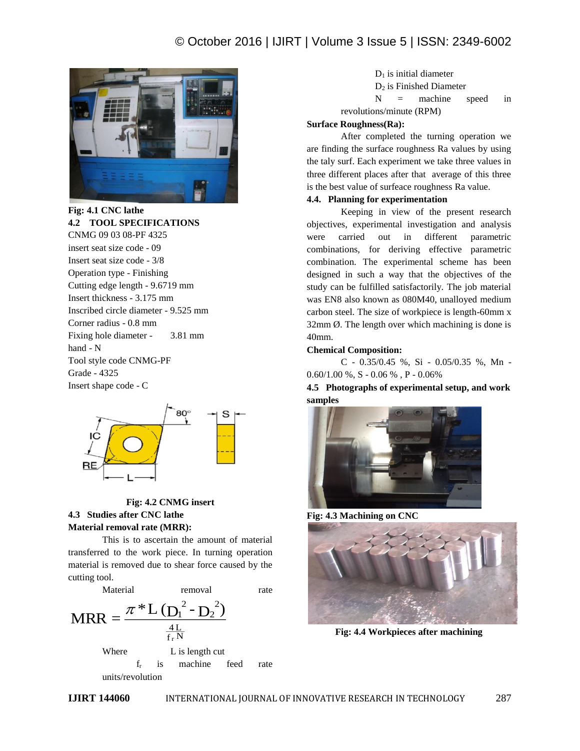**Fig: 4.1 CNC lathe**

## 4.2 TOOL SPECIFICATIONS

CNMG 09 03 08-PF 4325

insert seat size code - 09

Insert seat size code - 3/8

Operation type - Finishing

Cutting edge length - 9.6719 mm

Insert thickness - 3.175 mm

Inscribed circle diameter - 9.525 mm

Corner radius - 0.8 mm

Fixing hole diameter - 3.81 mm

hand - N

Tool style code CNMG-PF

Grade - 4325

Insert shape code - C

**Fig: 4.2 CNMG insert**

## 4.3 Studies after CNC lathe

**Material removal rate (MRR):**

This is to ascertain the amount of material transferred to the work piece. In turning operation material is removed due to shear force caused by the cutting tool.

Material removal rate

$$MRR = \frac{\pi * L\,(D_1^{\,2} - D_2^{\,2})}{\frac{4L}{f_r N}}$$

Where L is length cut

$f_r$ is machine feed rate units/revolution

$D_1$ is initial diameter

$D_2$ is Finished Diameter

N = machine speed in revolutions/minute (RPM)

**Surface Roughness(Ra):**

After completed the turning operation we are finding the surface roughness Ra values by using the taly surf. Each experiment we take three values in three different places after that average of this three is the best value of surfeace roughness Ra value.

## 4.4. Planning for experimentation

Keeping in view of the present research objectives, experimental investigation and analysis were carried out in different parametric combinations, for deriving effective parametric combination. The experimental scheme has been designed in such a way that the objectives of the study can be fulfilled satisfactorily. The job material was EN8 also known as 080M40, unalloyed medium carbon steel. The size of workpiece is length-60mm x 32mm Ø. The length over which machining is done is 40mm.

**Chemical Composition:**

C - 0.35/0.45 %, Si - 0.05/0.35 %, Mn - 0.60/1.00 %, S - 0.06 % , P - 0.06%

## 4.5 Photographs of experimental setup, and work samples

**Fig: 4.3 Machining on CNC**

**Fig: 4.4 Workpieces after machining**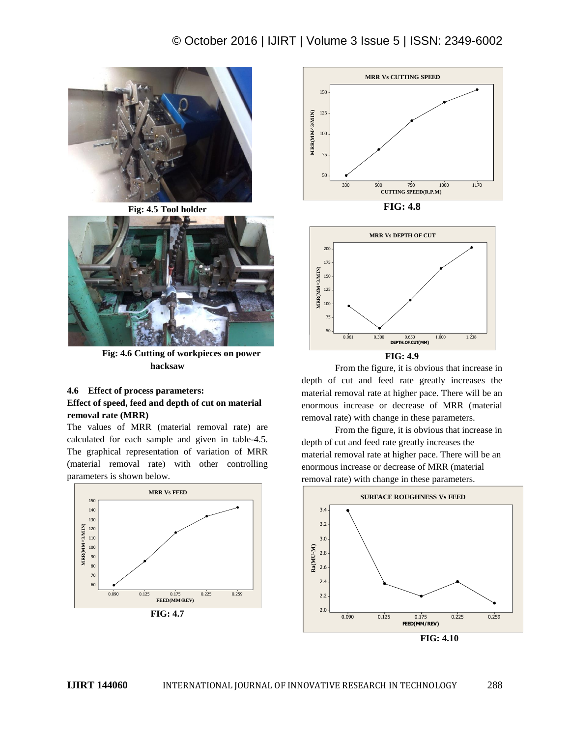Fig: 4.5 Tool holder

Fig: 4.6 Cutting of workpieces on power hacksaw

### 4.6 Effect of process parameters:

**Effect of speed, feed and depth of cut on material removal rate (MRR)**

The values of MRR (material removal rate) are calculated for each sample and given in table-4.5. The graphical representation of variation of MRR (material removal rate) with other controlling parameters is shown below.

FIG: 4.7

FIG: 4.8

FIG: 4.9

From the figure, it is obvious that increase in depth of cut and feed rate greatly increases the material removal rate at higher pace. There will be an enormous increase or decrease of MRR (material removal rate) with change in these parameters.

From the figure, it is obvious that increase in depth of cut and feed rate greatly increases the material removal rate at higher pace. There will be an enormous increase or decrease of MRR (material removal rate) with change in these parameters.

FIG: 4.10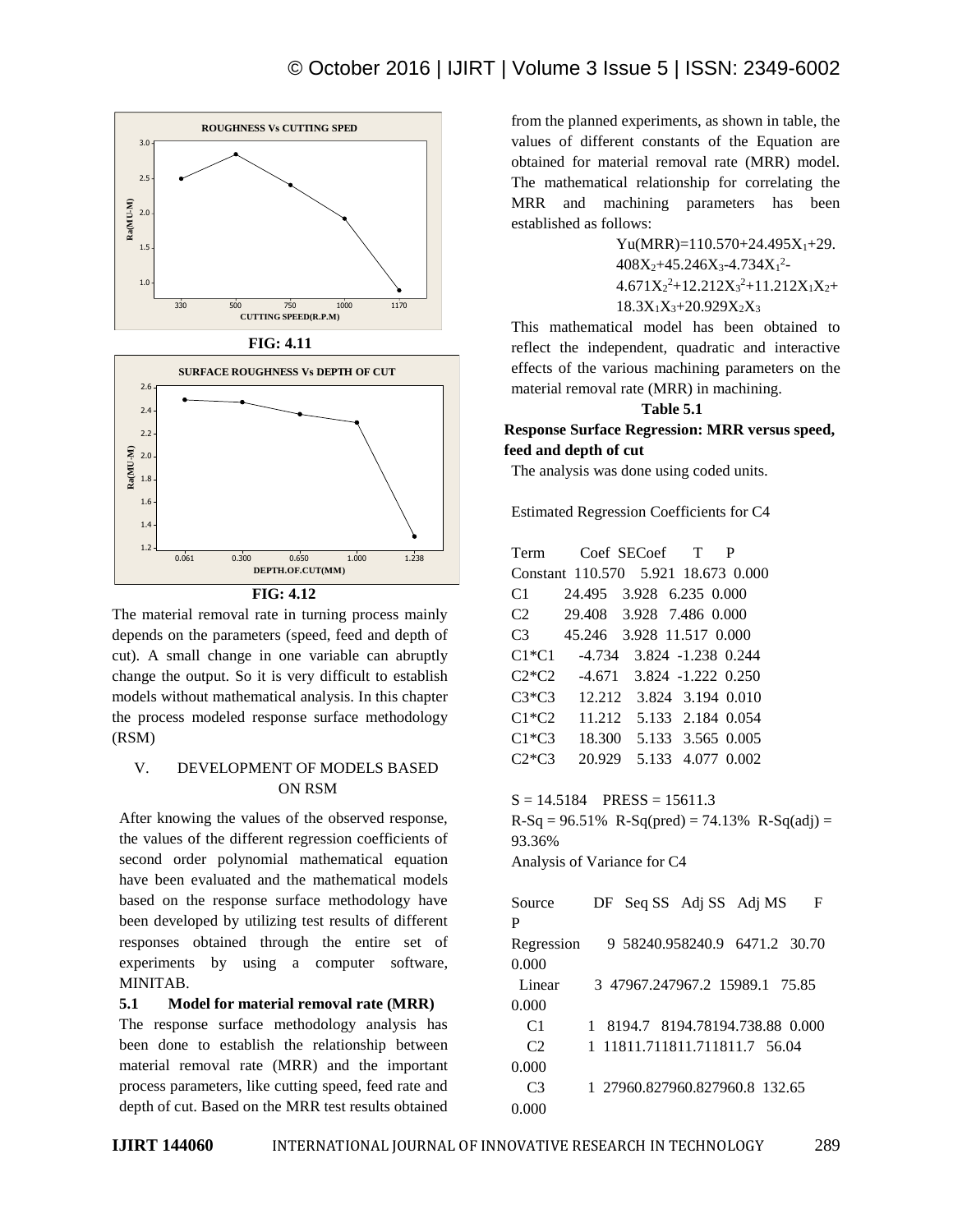FIG: 4.11

FIG: 4.12

The material removal rate in turning process mainly depends on the parameters (speed, feed and depth of cut). A small change in one variable can abruptly change the output. So it is very difficult to establish models without mathematical analysis. In this chapter the process modeled response surface methodology (RSM)

## V. DEVELOPMENT OF MODELS BASED ON RSM

After knowing the values of the observed response, the values of the different regression coefficients of second order polynomial mathematical equation have been evaluated and the mathematical models based on the response surface methodology have been developed by utilizing test results of different responses obtained through the entire set of experiments by using a computer software, MINITAB.

### 5.1 Model for material removal rate (MRR)

The response surface methodology analysis has been done to establish the relationship between material removal rate (MRR) and the important process parameters, like cutting speed, feed rate and depth of cut. Based on the MRR test results obtained from the planned experiments, as shown in table, the values of different constants of the Equation are obtained for material removal rate (MRR) model. The mathematical relationship for correlating the MRR and machining parameters has been established as follows:

$$Yu(MRR)=110.570+24.495X_1+29.408X_2+45.246X_3-4.734X_1^2-4.671X_2^2+12.212X_3^2+11.212X_1X_2+18.3X_1X_3+20.929X_2X_3$$

This mathematical model has been obtained to reflect the independent, quadratic and interactive effects of the various machining parameters on the material removal rate (MRR) in machining.

**Table 5.1**

**Response Surface Regression: MRR versus speed, feed and depth of cut**

The analysis was done using coded units.

Estimated Regression Coefficients for C4

| Term | Coef | SECoef | T | P |
|---|---|---|---|---|
| Constant | 110.570 | 5.921 | 18.673 | 0.000 |
| C1 | 24.495 | 3.928 | 6.235 | 0.000 |
| C2 | 29.408 | 3.928 | 7.486 | 0.000 |
| C3 | 45.246 | 3.928 | 11.517 | 0.000 |
| C1*C1 | -4.734 | 3.824 | -1.238 | 0.244 |
| C2*C2 | -4.671 | 3.824 | -1.222 | 0.250 |
| C3*C3 | 12.212 | 3.824 | 3.194 | 0.010 |
| C1*C2 | 11.212 | 5.133 | 2.184 | 0.054 |
| C1*C3 | 18.300 | 5.133 | 3.565 | 0.005 |
| C2*C3 | 20.929 | 5.133 | 4.077 | 0.002 |

S = 14.5184 PRESS = 15611.3

R-Sq = 96.51% R-Sq(pred) = 74.13% R-Sq(adj) = 93.36%

Analysis of Variance for C4

| Source | DF | Seq SS | Adj SS | Adj MS | F | P |
|---|---|---|---|---|---|---|
| Regression | 9 | 58240.9 | 58240.9 | 6471.2 | 30.70 | 0.000 |
| Linear | 3 | 47967.2 | 47967.2 | 15989.1 | 75.85 | 0.000 |
| C1 | 1 | 8194.7 | 8194.7 | 8194.7 | 38.88 | 0.000 |
| C2 | 1 | 11811.7 | 11811.7 | 11811.7 | 56.04 | 0.000 |
| C3 | 1 | 27960.8 | 27960.8 | 27960.8 | 132.65 | 0.000 |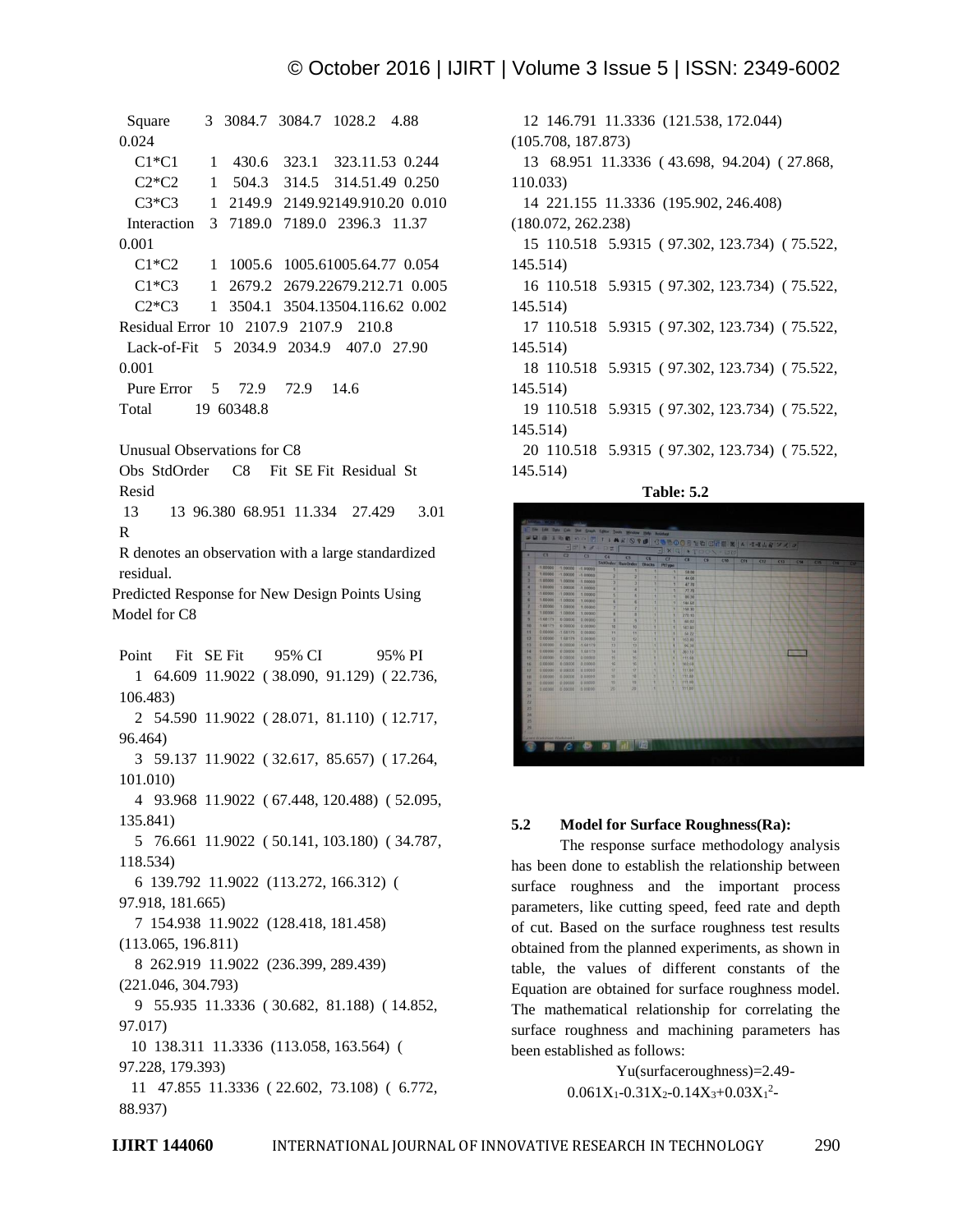Square 3 3084.7 3084.7 1028.2 4.88 0.024

C1*C1 1 430.6 323.1 323.11.53 0.244

C2*C2 1 504.3 314.5 314.51.49 0.250

C3*C3 1 2149.9 2149.92149.910.20 0.010

Interaction 3 7189.0 7189.0 2396.3 11.37 0.001

C1*C2 1 1005.6 1005.61005.64.77 0.054

C1*C3 1 2679.2 2679.22679.212.71 0.005

C2*C3 1 3504.1 3504.13504.116.62 0.002

Residual Error 10 2107.9 2107.9 210.8

Lack-of-Fit 5 2034.9 2034.9 407.0 27.90 0.001

Pure Error 5 72.9 72.9 14.6

Total 19 60348.8

Unusual Observations for C8

Obs StdOrder C8 Fit SE Fit Residual St Resid

13 13 96.380 68.951 11.334 27.429 3.01 R

R denotes an observation with a large standardized residual.

Predicted Response for New Design Points Using Model for C8

Point Fit SE Fit 95% CI 95% PI

1 64.609 11.9022 ( 38.090, 91.129) ( 22.736, 106.483)

2 54.590 11.9022 ( 28.071, 81.110) ( 12.717, 96.464)

3 59.137 11.9022 ( 32.617, 85.657) ( 17.264, 101.010)

4 93.968 11.9022 ( 67.448, 120.488) ( 52.095, 135.841)

5 76.661 11.9022 ( 50.141, 103.180) ( 34.787, 118.534)

6 139.792 11.9022 (113.272, 166.312) ( 97.918, 181.665)

7 154.938 11.9022 (128.418, 181.458) (113.065, 196.811)

8 262.919 11.9022 (236.399, 289.439) (221.046, 304.793)

9 55.935 11.3336 ( 30.682, 81.188) ( 14.852, 97.017)

10 138.311 11.3336 (113.058, 163.564) ( 97.228, 179.393)

11 47.855 11.3336 ( 22.602, 73.108) ( 6.772, 88.937)

12 146.791 11.3336 (121.538, 172.044) (105.708, 187.873)

13 68.951 11.3336 ( 43.698, 94.204) ( 27.868, 110.033)

14 221.155 11.3336 (195.902, 246.408) (180.072, 262.238)

15 110.518 5.9315 ( 97.302, 123.734) ( 75.522, 145.514)

16 110.518 5.9315 ( 97.302, 123.734) ( 75.522, 145.514)

17 110.518 5.9315 ( 97.302, 123.734) ( 75.522, 145.514)

18 110.518 5.9315 ( 97.302, 123.734) ( 75.522, 145.514)

19 110.518 5.9315 ( 97.302, 123.734) ( 75.522, 145.514)

20 110.518 5.9315 ( 97.302, 123.734) ( 75.522, 145.514)

**Table: 5.2**

### 5.2 Model for Surface Roughness(Ra):

The response surface methodology analysis has been done to establish the relationship between surface roughness and the important process parameters, like cutting speed, feed rate and depth of cut. Based on the surface roughness test results obtained from the planned experiments, as shown in table, the values of different constants of the Equation are obtained for surface roughness model. The mathematical relationship for correlating the surface roughness and machining parameters has been established as follows:

$$Yu(surfaceroughness)=2.49-0.061X_1-0.31X_2-0.14X_3+0.03X_1^2-$$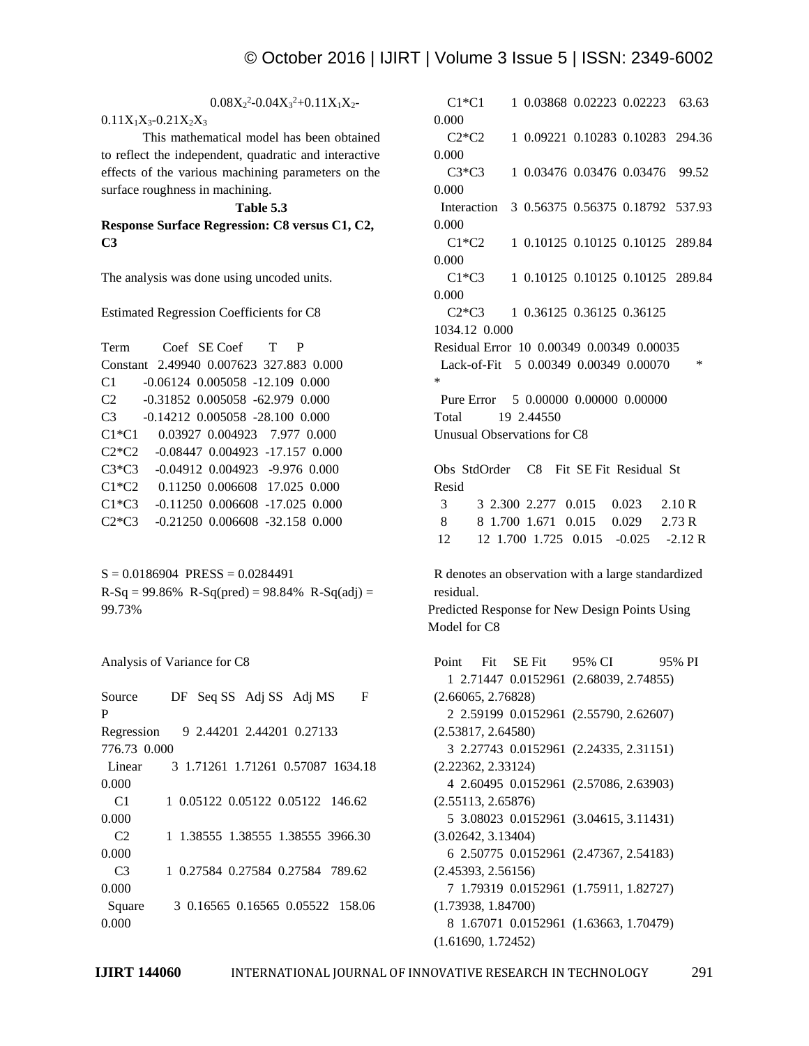$0.08X_2^2-0.04X_3^2+0.11X_1X_2-0.11X_1X_3-0.21X_2X_3$

This mathematical model has been obtained to reflect the independent, quadratic and interactive effects of the various machining parameters on the surface roughness in machining.

**Table 5.3**

**Response Surface Regression: C8 versus C1, C2, C3**

The analysis was done using uncoded units.

Estimated Regression Coefficients for C8

| Term | Coef | SE Coef | T | P |
|---|---|---|---|---|
| Constant | 2.49940 | 0.007623 | 327.883 | 0.000 |
| C1 | -0.06124 | 0.005058 | -12.109 | 0.000 |
| C2 | -0.31852 | 0.005058 | -62.979 | 0.000 |
| C3 | -0.14212 | 0.005058 | -28.100 | 0.000 |
| C1*C1 | 0.03927 | 0.004923 | 7.977 | 0.000 |
| C2*C2 | -0.08447 | 0.004923 | -17.157 | 0.000 |
| C3*C3 | -0.04912 | 0.004923 | -9.976 | 0.000 |
| C1*C2 | 0.11250 | 0.006608 | 17.025 | 0.000 |
| C1*C3 | -0.11250 | 0.006608 | -17.025 | 0.000 |
| C2*C3 | -0.21250 | 0.006608 | -32.158 | 0.000 |

S = 0.0186904 PRESS = 0.0284491
R-Sq = 99.86% R-Sq(pred) = 98.84% R-Sq(adj) = 99.73%

Analysis of Variance for C8

| Source | DF | Seq SS | Adj SS | Adj MS | F | P |
|---|---|---|---|---|---|---|
| Regression | 9 | 2.44201 | 2.44201 | 0.27133 | 776.73 | 0.000 |
| Linear | 3 | 1.71261 | 1.71261 | 0.57087 | 1634.18 | 0.000 |
| C1 | 1 | 0.05122 | 0.05122 | 0.05122 | 146.62 | 0.000 |
| C2 | 1 | 1.38555 | 1.38555 | 1.38555 | 3966.30 | 0.000 |
| C3 | 1 | 0.27584 | 0.27584 | 0.27584 | 789.62 | 0.000 |
| Square | 3 | 0.16565 | 0.16565 | 0.05522 | 158.06 | 0.000 |
| C1*C1 | 1 | 0.03868 | 0.02223 | 0.02223 | 63.63 | 0.000 |
| C2*C2 | 1 | 0.09221 | 0.10283 | 0.10283 | 294.36 | 0.000 |
| C3*C3 | 1 | 0.03476 | 0.03476 | 0.03476 | 99.52 | 0.000 |
| Interaction | 3 | 0.56375 | 0.56375 | 0.18792 | 537.93 | 0.000 |
| C1*C2 | 1 | 0.10125 | 0.10125 | 0.10125 | 289.84 | 0.000 |
| C1*C3 | 1 | 0.10125 | 0.10125 | 0.10125 | 289.84 | 0.000 |
| C2*C3 | 1 | 0.36125 | 0.36125 | 0.36125 | 1034.12 | 0.000 |
| Residual Error | 10 | 0.00349 | 0.00349 | 0.00035 | | |
| Lack-of-Fit | 5 | 0.00349 | 0.00349 | 0.00070 | * | * |
| Pure Error | 5 | 0.00000 | 0.00000 | 0.00000 | | |
| Total | 19 | 2.44550 | | | | |

Unusual Observations for C8

| Obs | StdOrder | C8 | Fit | SE Fit | Residual | St Resid |
|---|---|---|---|---|---|---|
| 3 | 3 | 2.300 | 2.277 | 0.015 | 0.023 | 2.10 R |
| 8 | 8 | 1.700 | 1.671 | 0.015 | 0.029 | 2.73 R |
| 12 | 12 | 1.700 | 1.725 | 0.015 | -0.025 | -2.12 R |

R denotes an observation with a large standardized residual.

Predicted Response for New Design Points Using Model for C8

| Point | Fit | SE Fit | 95% CI | 95% PI |
|---|---|---|---|---|
| 1 | 2.71447 | 0.0152961 | (2.68039, 2.74855) | (2.66065, 2.76828) |
| 2 | 2.59199 | 0.0152961 | (2.55790, 2.62607) | (2.53817, 2.64580) |
| 3 | 2.27743 | 0.0152961 | (2.24335, 2.31151) | (2.22362, 2.33124) |
| 4 | 2.60495 | 0.0152961 | (2.57086, 2.63903) | (2.55113, 2.65876) |
| 5 | 3.08023 | 0.0152961 | (3.04615, 3.11431) | (3.02642, 3.13404) |
| 6 | 2.50775 | 0.0152961 | (2.47367, 2.54183) | (2.45393, 2.56156) |
| 7 | 1.79319 | 0.0152961 | (1.75911, 1.82727) | (1.73938, 1.84700) |
| 8 | 1.67071 | 0.0152961 | (1.63663, 1.70479) | (1.61690, 1.72452) |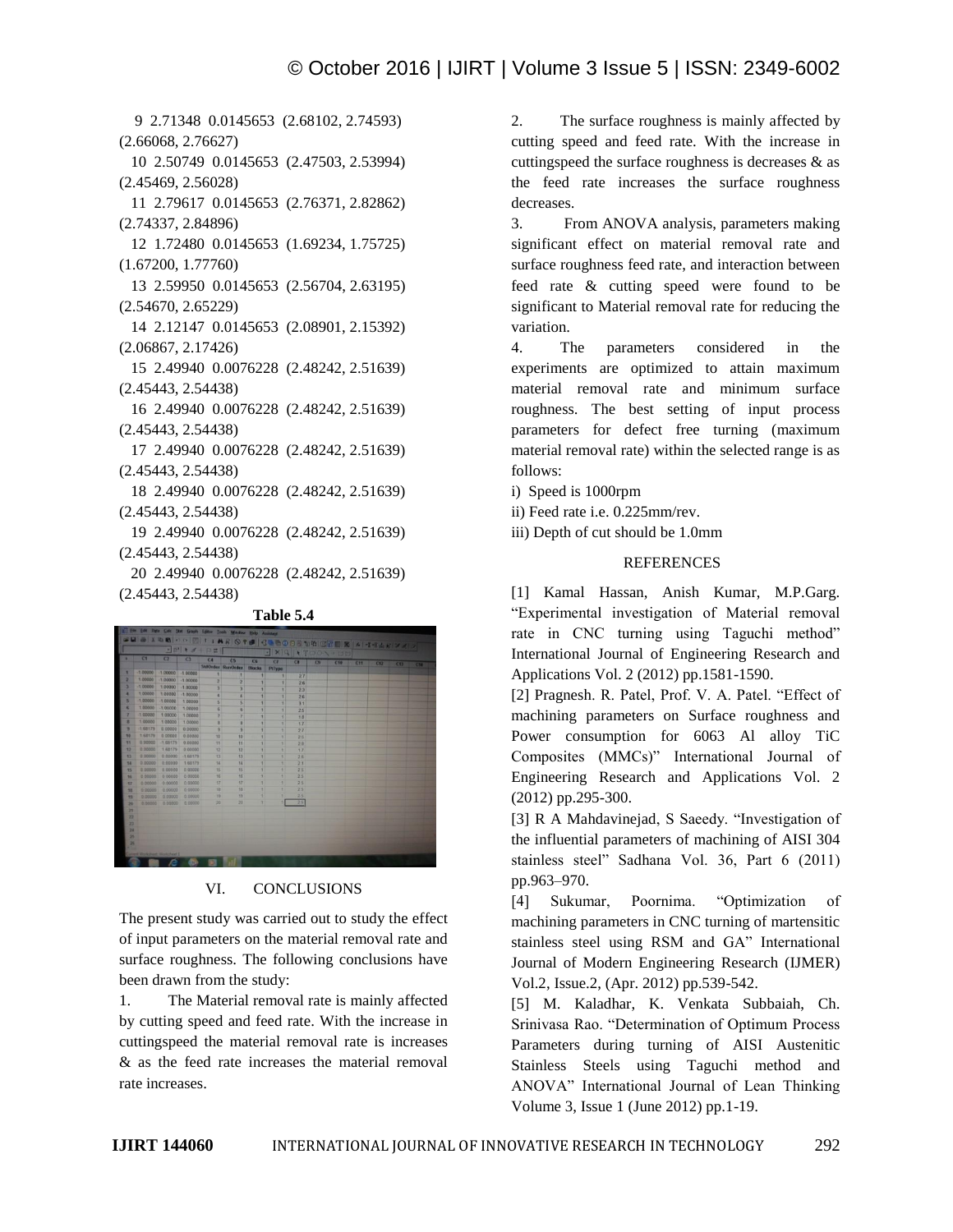9 2.71348 0.0145653 (2.68102, 2.74593) (2.66068, 2.76627)

10 2.50749 0.0145653 (2.47503, 2.53994) (2.45469, 2.56028)

11 2.79617 0.0145653 (2.76371, 2.82862) (2.74337, 2.84896)

12 1.72480 0.0145653 (1.69234, 1.75725) (1.67200, 1.77760)

13 2.59950 0.0145653 (2.56704, 2.63195) (2.54670, 2.65229)

14 2.12147 0.0145653 (2.08901, 2.15392) (2.06867, 2.17426)

15 2.49940 0.0076228 (2.48242, 2.51639) (2.45443, 2.54438)

16 2.49940 0.0076228 (2.48242, 2.51639) (2.45443, 2.54438)

17 2.49940 0.0076228 (2.48242, 2.51639) (2.45443, 2.54438)

18 2.49940 0.0076228 (2.48242, 2.51639) (2.45443, 2.54438)

19 2.49940 0.0076228 (2.48242, 2.51639) (2.45443, 2.54438)

20 2.49940 0.0076228 (2.48242, 2.51639) (2.45443, 2.54438)

**Table 5.4**

## VI. CONCLUSIONS

The present study was carried out to study the effect of input parameters on the material removal rate and surface roughness. The following conclusions have been drawn from the study:

1. The Material removal rate is mainly affected by cutting speed and feed rate. With the increase in cuttingspeed the material removal rate is increases & as the feed rate increases the material removal rate increases.
2. The surface roughness is mainly affected by cutting speed and feed rate. With the increase in cuttingspeed the surface roughness is decreases & as the feed rate increases the surface roughness decreases.
3. From ANOVA analysis, parameters making significant effect on material removal rate and surface roughness feed rate, and interaction between feed rate & cutting speed were found to be significant to Material removal rate for reducing the variation.
4. The parameters considered in the experiments are optimized to attain maximum material removal rate and minimum surface roughness. The best setting of input process parameters for defect free turning (maximum material removal rate) within the selected range is as follows:

i) Speed is 1000rpm

ii) Feed rate i.e. 0.225mm/rev.

iii) Depth of cut should be 1.0mm

## REFERENCES

[1] Kamal Hassan, Anish Kumar, M.P.Garg. "Experimental investigation of Material removal rate in CNC turning using Taguchi method" International Journal of Engineering Research and Applications Vol. 2 (2012) pp.1581-1590.

[2] Pragnesh. R. Patel, Prof. V. A. Patel. "Effect of machining parameters on Surface roughness and Power consumption for 6063 Al alloy TiC Composites (MMCs)" International Journal of Engineering Research and Applications Vol. 2 (2012) pp.295-300.

[3] R A Mahdavinejad, S Saeedy. "Investigation of the influential parameters of machining of AISI 304 stainless steel" Sadhana Vol. 36, Part 6 (2011) pp.963–970.

[4] Sukumar, Poornima. "Optimization of machining parameters in CNC turning of martensitic stainless steel using RSM and GA" International Journal of Modern Engineering Research (IJMER) Vol.2, Issue.2, (Apr. 2012) pp.539-542.

[5] M. Kaladhar, K. Venkata Subbaiah, Ch. Srinivasa Rao. "Determination of Optimum Process Parameters during turning of AISI Austenitic Stainless Steels using Taguchi method and ANOVA" International Journal of Lean Thinking Volume 3, Issue 1 (June 2012) pp.1-19.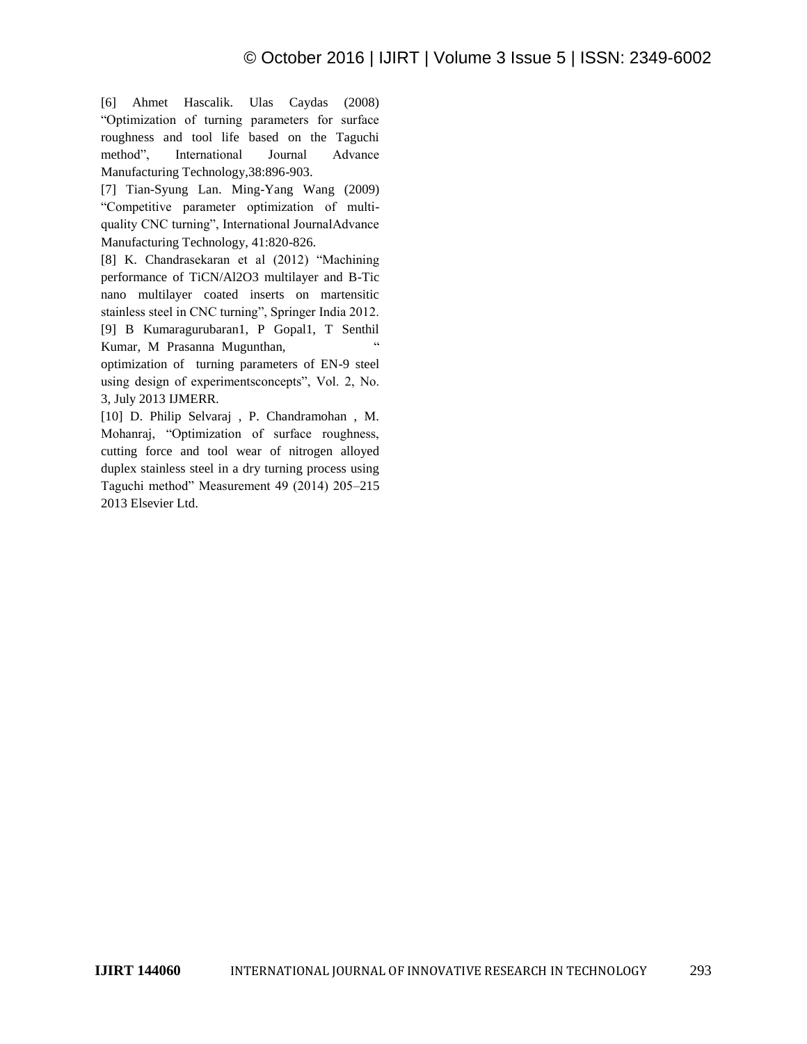[6] Ahmet Hascalik. Ulas Caydas (2008) "Optimization of turning parameters for surface roughness and tool life based on the Taguchi method", International Journal Advance Manufacturing Technology,38:896-903.

[7] Tian-Syung Lan. Ming-Yang Wang (2009) "Competitive parameter optimization of multi-quality CNC turning", International JournalAdvance Manufacturing Technology, 41:820-826.

[8] K. Chandrasekaran et al (2012) "Machining performance of TiCN/Al2O3 multilayer and B-Tic nano multilayer coated inserts on martensitic stainless steel in CNC turning", Springer India 2012.

[9] B Kumaragurubaran1, P Gopal1, T Senthil Kumar, M Prasanna Mugunthan, " optimization of turning parameters of EN-9 steel using design of experimentsconcepts", Vol. 2, No. 3, July 2013 IJMERR.

[10] D. Philip Selvaraj , P. Chandramohan , M. Mohanraj, "Optimization of surface roughness, cutting force and tool wear of nitrogen alloyed duplex stainless steel in a dry turning process using Taguchi method" Measurement 49 (2014) 205–215 2013 Elsevier Ltd.